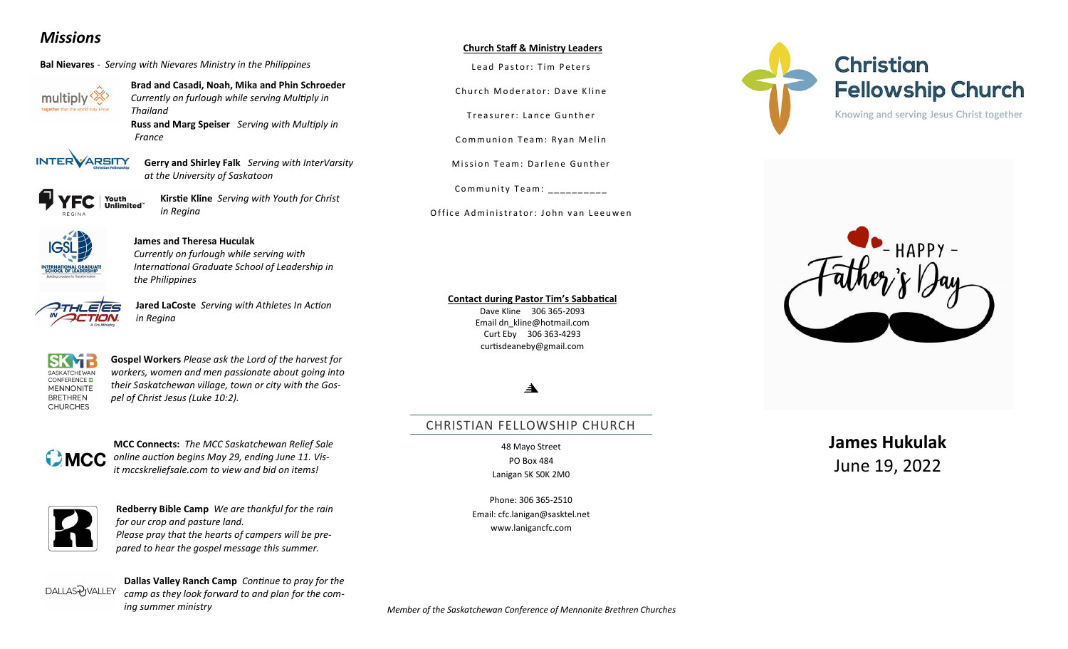## *Missions*

**Bal Nievares** - *Serving with Nievares Ministry in the Philippines*

**Brad and Casadi, Noah, Mika and Phin Schroeder** *Currently on furlough while serving Multiply in Thailand*

**Russ and Marg Speiser** *Serving with Multiply in France*

**Gerry and Shirley Falk** *Serving with InterVarsity at the University of Saskatoon*

**Kirstie Kline** *Serving with Youth for Christ in Regina*

**James and Theresa Huculak** *Currently on furlough while serving with International Graduate School of Leadership in the Philippines*

**Jared LaCoste** *Serving with Athletes In Action in Regina*

**Gospel Workers** *Please ask the Lord of the harvest for workers, women and men passionate about going into their Saskatchewan village, town or city with the Gospel of Christ Jesus (Luke 10:2).*

**MCC Connects:** *The MCC Saskatchewan Relief Sale online auction begins May 29, ending June 11. Visit mccskreliefsale.com to view and bid on items!*

**Redberry Bible Camp** *We are thankful for the rain for our crop and pasture land. Please pray that the hearts of campers will be prepared to hear the gospel message this summer.*

**Dallas Valley Ranch Camp** *Continue to pray for the camp as they look forward to and plan for the coming summer ministry*

**Church Staff & Ministry Leaders**

Lead Pastor: Tim Peters

Church Moderator: Dave Kline

Treasurer: Lance Gunther

Communion Team: Ryan Melin

Mission Team: Darlene Gunther

Community Team: __________

Office Administrator: John van Leeuwen

**Contact during Pastor Tim's Sabbatical**

Dave Kline 306 365-2093
Email dn_kline@hotmail.com
Curt Eby 306 363-4293
curtisdeaneby@gmail.com

CHRISTIAN FELLOWSHIP CHURCH

48 Mayo Street
PO Box 484
Lanigan SK S0K 2M0

Phone: 306 365-2510
Email: cfc.lanigan@sasktel.net
www.lanigancfc.com

*Member of the Saskatchewan Conference of Mennonite Brethren Churches*

# Christian Fellowship Church

Knowing and serving Jesus Christ together

HAPPY Father's Day

**James Hukulak**
June 19, 2022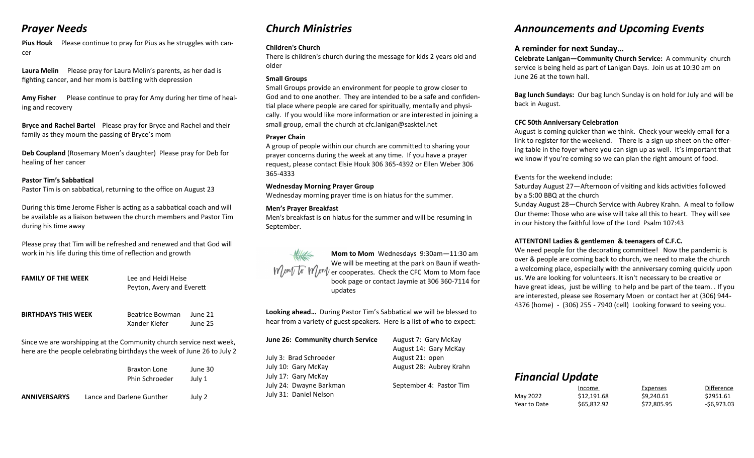## *Prayer Needs*

**Pius Houk** Please continue to pray for Pius as he struggles with cancer

**Laura Melin** Please pray for Laura Melin's parents, as her dad is fighting cancer, and her mom is battling with depression

**Amy Fisher** Please continue to pray for Amy during her time of healing and recovery

**Bryce and Rachel Bartel** Please pray for Bryce and Rachel and their family as they mourn the passing of Bryce's mom

**Deb Coupland** (Rosemary Moen's daughter) Please pray for Deb for healing of her cancer

**Pastor Tim's Sabbatical**
Pastor Tim is on sabbatical, returning to the office on August 23

During this time Jerome Fisher is acting as a sabbatical coach and will be available as a liaison between the church members and Pastor Tim during his time away

Please pray that Tim will be refreshed and renewed and that God will work in his life during this time of reflection and growth

| | | |
|---|---|---|
| **FAMILY OF THE WEEK** | Lee and Heidi Heise<br>Peyton, Avery and Everett | |
| **BIRTHDAYS THIS WEEK** | Beatrice Bowman | June 21 |
| | Xander Kiefer | June 25 |

Since we are worshipping at the Community church service next week, here are the people celebrating birthdays the week of June 26 to July 2

| | | |
|---|---|---|
| | Braxton Lone | June 30 |
| | Phin Schroeder | July 1 |
| **ANNIVERSARYS** | Lance and Darlene Gunther | July 2 |

## *Church Ministries*

**Children's Church**
There is children's church during the message for kids 2 years old and older

**Small Groups**
Small Groups provide an environment for people to grow closer to God and to one another. They are intended to be a safe and confidential place where people are cared for spiritually, mentally and physically. If you would like more information or are interested in joining a small group, email the church at cfc.lanigan@sasktel.net

**Prayer Chain**
A group of people within our church are committed to sharing your prayer concerns during the week at any time. If you have a prayer request, please contact Elsie Houk 306 365-4392 or Ellen Weber 306 365-4333

**Wednesday Morning Prayer Group**
Wednesday morning prayer time is on hiatus for the summer.

**Men's Prayer Breakfast**
Men's breakfast is on hiatus for the summer and will be resuming in September.

Mom to Mom

**Mom to Mom** Wednesdays 9:30am—11:30 am We will be meeting at the park on Baun if weather cooperates. Check the CFC Mom to Mom facebook page or contact Jaymie at 306 360-7114 for updates

**Looking ahead…** During Pastor Tim's Sabbatical we will be blessed to hear from a variety of guest speakers. Here is a list of who to expect:

**June 26: Community church Service**

July 3: Brad Schroeder
July 10: Gary McKay
July 17: Gary McKay
July 24: Dwayne Barkman
July 31: Daniel Nelson

August 7: Gary McKay
August 14: Gary McKay
August 21: open
August 28: Aubrey Krahn

September 4: Pastor Tim

## *Announcements and Upcoming Events*

### A reminder for next Sunday…

**Celebrate Lanigan—Community Church Service:** A community church service is being held as part of Lanigan Days. Join us at 10:30 am on June 26 at the town hall.

**Bag lunch Sundays:** Our bag lunch Sunday is on hold for July and will be back in August.

**CFC 50th Anniversary Celebration**
August is coming quicker than we think. Check your weekly email for a link to register for the weekend. There is a sign up sheet on the offering table in the foyer where you can sign up as well. It's important that we know if you're coming so we can plan the right amount of food.

Events for the weekend include:
Saturday August 27—Afternoon of visiting and kids activities followed by a 5:00 BBQ at the church
Sunday August 28—Church Service with Aubrey Krahn. A meal to follow
Our theme: Those who are wise will take all this to heart. They will see in our history the faithful love of the Lord Psalm 107:43

**ATTENTON! Ladies & gentlemen & teenagers of C.F.C.**
We need people for the decorating committee! Now the pandemic is over & people are coming back to church, we need to make the church a welcoming place, especially with the anniversary coming quickly upon us. We are looking for volunteers. It isn't necessary to be creative or have great ideas, just be willing to help and be part of the team. . If you are interested, please see Rosemary Moen or contact her at (306) 944-4376 (home) - (306) 255 - 7940 (cell) Looking forward to seeing you.

## *Financial Update*

| | Income | Expenses | Difference |
|---|---|---|---|
| May 2022 | $12,191.68 | $9,240.61 | $2951.61 |
| Year to Date | $65,832.92 | $72,805.95 | -$6,973.03 |